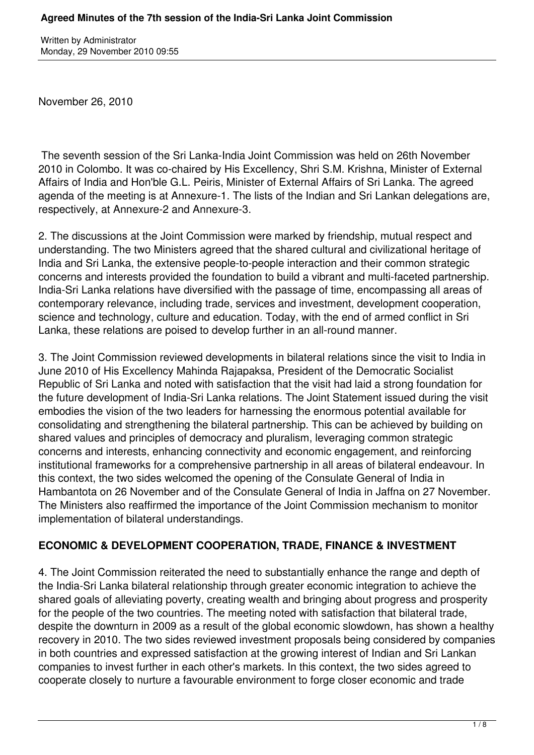November 26, 2010

The seventh session of the Sri Lanka-India Joint Commission was held on 26th November 2010 in Colombo. It was co-chaired by His Excellency, Shri S.M. Krishna, Minister of External Affairs of India and Hon'ble G.L. Peiris, Minister of External Affairs of Sri Lanka. The agreed agenda of the meeting is at Annexure-1. The lists of the Indian and Sri Lankan delegations are, respectively, at Annexure-2 and Annexure-3.

2. The discussions at the Joint Commission were marked by friendship, mutual respect and understanding. The two Ministers agreed that the shared cultural and civilizational heritage of India and Sri Lanka, the extensive people-to-people interaction and their common strategic concerns and interests provided the foundation to build a vibrant and multi-faceted partnership. India-Sri Lanka relations have diversified with the passage of time, encompassing all areas of contemporary relevance, including trade, services and investment, development cooperation, science and technology, culture and education. Today, with the end of armed conflict in Sri Lanka, these relations are poised to develop further in an all-round manner.

3. The Joint Commission reviewed developments in bilateral relations since the visit to India in June 2010 of His Excellency Mahinda Rajapaksa, President of the Democratic Socialist Republic of Sri Lanka and noted with satisfaction that the visit had laid a strong foundation for the future development of India-Sri Lanka relations. The Joint Statement issued during the visit embodies the vision of the two leaders for harnessing the enormous potential available for consolidating and strengthening the bilateral partnership. This can be achieved by building on shared values and principles of democracy and pluralism, leveraging common strategic concerns and interests, enhancing connectivity and economic engagement, and reinforcing institutional frameworks for a comprehensive partnership in all areas of bilateral endeavour. In this context, the two sides welcomed the opening of the Consulate General of India in Hambantota on 26 November and of the Consulate General of India in Jaffna on 27 November. The Ministers also reaffirmed the importance of the Joint Commission mechanism to monitor implementation of bilateral understandings.

## ECONOMIC & DEVELOPMENT COOPERATION, TRADE, FINANCE & INVESTMENT

4. The Joint Commission reiterated the need to substantially enhance the range and depth of the India-Sri Lanka bilateral relationship through greater economic integration to achieve the shared goals of alleviating poverty, creating wealth and bringing about progress and prosperity for the people of the two countries. The meeting noted with satisfaction that bilateral trade, despite the downturn in 2009 as a result of the global economic slowdown, has shown a healthy recovery in 2010. The two sides reviewed investment proposals being considered by companies in both countries and expressed satisfaction at the growing interest of Indian and Sri Lankan companies to invest further in each other's markets. In this context, the two sides agreed to cooperate closely to nurture a favourable environment to forge closer economic and trade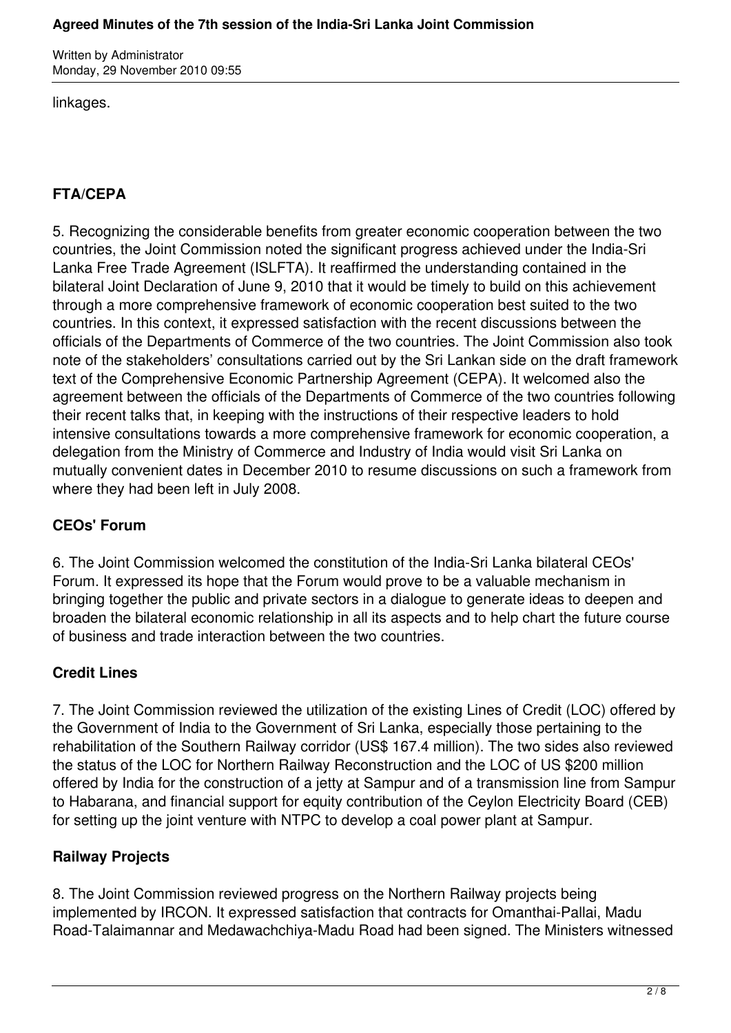linkages.

## FTA/CEPA

5. Recognizing the considerable benefits from greater economic cooperation between the two countries, the Joint Commission noted the significant progress achieved under the India-Sri Lanka Free Trade Agreement (ISLFTA). It reaffirmed the understanding contained in the bilateral Joint Declaration of June 9, 2010 that it would be timely to build on this achievement through a more comprehensive framework of economic cooperation best suited to the two countries. In this context, it expressed satisfaction with the recent discussions between the officials of the Departments of Commerce of the two countries. The Joint Commission also took note of the stakeholders' consultations carried out by the Sri Lankan side on the draft framework text of the Comprehensive Economic Partnership Agreement (CEPA). It welcomed also the agreement between the officials of the Departments of Commerce of the two countries following their recent talks that, in keeping with the instructions of their respective leaders to hold intensive consultations towards a more comprehensive framework for economic cooperation, a delegation from the Ministry of Commerce and Industry of India would visit Sri Lanka on mutually convenient dates in December 2010 to resume discussions on such a framework from where they had been left in July 2008.

## CEOs' Forum

6. The Joint Commission welcomed the constitution of the India-Sri Lanka bilateral CEOs' Forum. It expressed its hope that the Forum would prove to be a valuable mechanism in bringing together the public and private sectors in a dialogue to generate ideas to deepen and broaden the bilateral economic relationship in all its aspects and to help chart the future course of business and trade interaction between the two countries.

## Credit Lines

7. The Joint Commission reviewed the utilization of the existing Lines of Credit (LOC) offered by the Government of India to the Government of Sri Lanka, especially those pertaining to the rehabilitation of the Southern Railway corridor (US$ 167.4 million). The two sides also reviewed the status of the LOC for Northern Railway Reconstruction and the LOC of US $200 million offered by India for the construction of a jetty at Sampur and of a transmission line from Sampur to Habarana, and financial support for equity contribution of the Ceylon Electricity Board (CEB) for setting up the joint venture with NTPC to develop a coal power plant at Sampur.

## Railway Projects

8. The Joint Commission reviewed progress on the Northern Railway projects being implemented by IRCON. It expressed satisfaction that contracts for Omanthai-Pallai, Madu Road-Talaimannar and Medawachchiya-Madu Road had been signed. The Ministers witnessed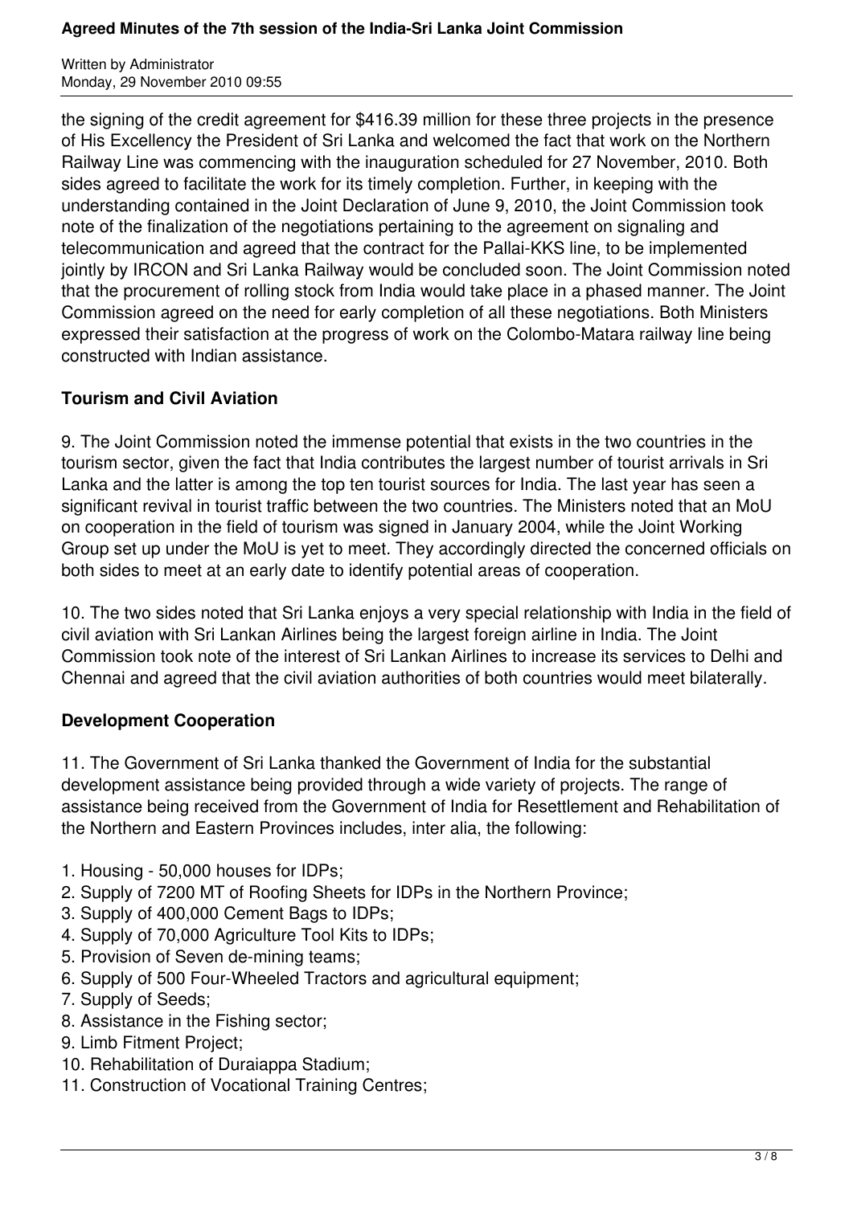the signing of the credit agreement for $416.39 million for these three projects in the presence of His Excellency the President of Sri Lanka and welcomed the fact that work on the Northern Railway Line was commencing with the inauguration scheduled for 27 November, 2010. Both sides agreed to facilitate the work for its timely completion. Further, in keeping with the understanding contained in the Joint Declaration of June 9, 2010, the Joint Commission took note of the finalization of the negotiations pertaining to the agreement on signaling and telecommunication and agreed that the contract for the Pallai-KKS line, to be implemented jointly by IRCON and Sri Lanka Railway would be concluded soon. The Joint Commission noted that the procurement of rolling stock from India would take place in a phased manner. The Joint Commission agreed on the need for early completion of all these negotiations. Both Ministers expressed their satisfaction at the progress of work on the Colombo-Matara railway line being constructed with Indian assistance.

## Tourism and Civil Aviation

9. The Joint Commission noted the immense potential that exists in the two countries in the tourism sector, given the fact that India contributes the largest number of tourist arrivals in Sri Lanka and the latter is among the top ten tourist sources for India. The last year has seen a significant revival in tourist traffic between the two countries. The Ministers noted that an MoU on cooperation in the field of tourism was signed in January 2004, while the Joint Working Group set up under the MoU is yet to meet. They accordingly directed the concerned officials on both sides to meet at an early date to identify potential areas of cooperation.

10. The two sides noted that Sri Lanka enjoys a very special relationship with India in the field of civil aviation with Sri Lankan Airlines being the largest foreign airline in India. The Joint Commission took note of the interest of Sri Lankan Airlines to increase its services to Delhi and Chennai and agreed that the civil aviation authorities of both countries would meet bilaterally.

## Development Cooperation

11. The Government of Sri Lanka thanked the Government of India for the substantial development assistance being provided through a wide variety of projects. The range of assistance being received from the Government of India for Resettlement and Rehabilitation of the Northern and Eastern Provinces includes, inter alia, the following:

1. Housing - 50,000 houses for IDPs;
2. Supply of 7200 MT of Roofing Sheets for IDPs in the Northern Province;
3. Supply of 400,000 Cement Bags to IDPs;
4. Supply of 70,000 Agriculture Tool Kits to IDPs;
5. Provision of Seven de-mining teams;
6. Supply of 500 Four-Wheeled Tractors and agricultural equipment;
7. Supply of Seeds;
8. Assistance in the Fishing sector;
9. Limb Fitment Project;
10. Rehabilitation of Duraiappa Stadium;
11. Construction of Vocational Training Centres;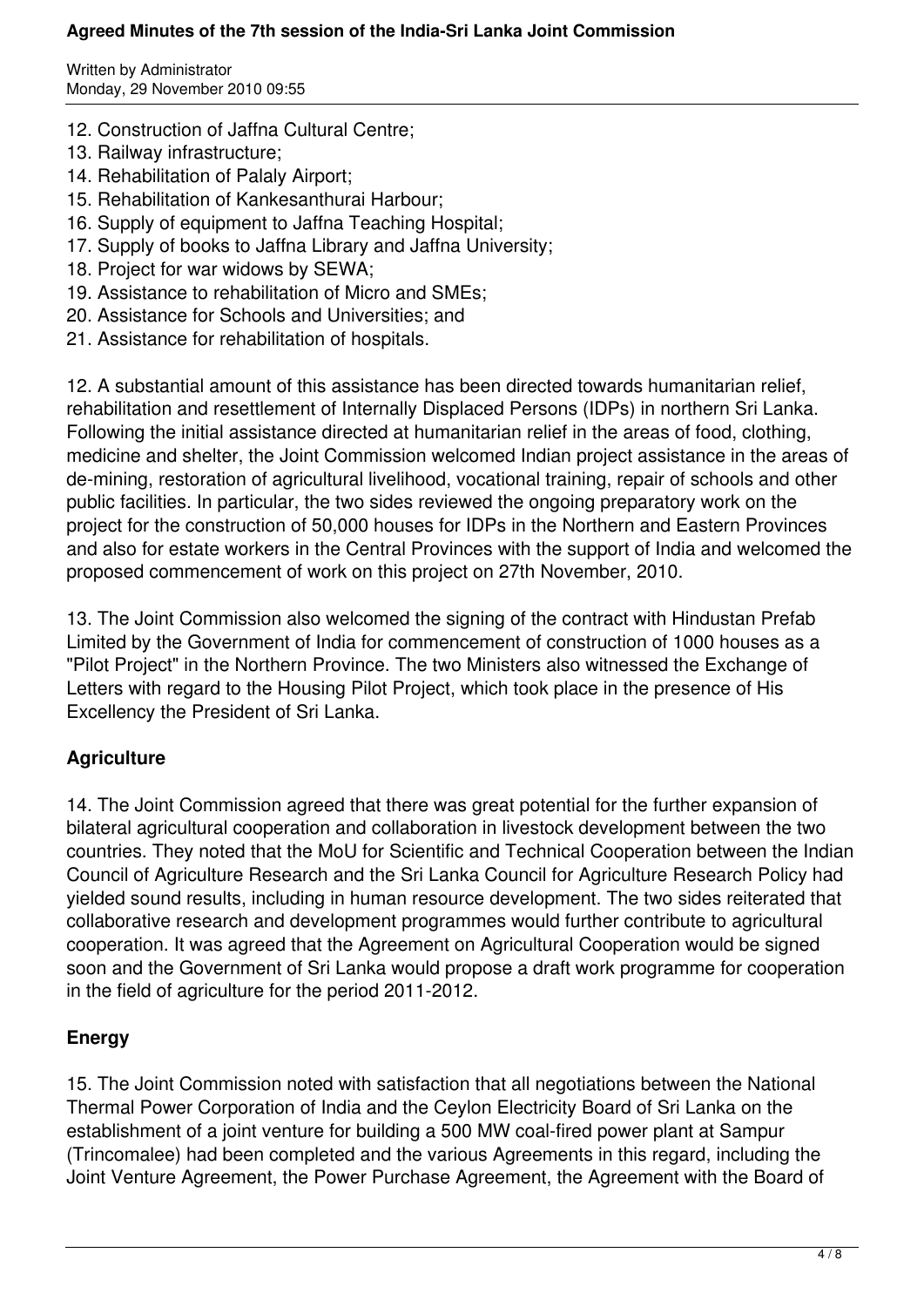12. Construction of Jaffna Cultural Centre;
13. Railway infrastructure;
14. Rehabilitation of Palaly Airport;
15. Rehabilitation of Kankesanthurai Harbour;
16. Supply of equipment to Jaffna Teaching Hospital;
17. Supply of books to Jaffna Library and Jaffna University;
18. Project for war widows by SEWA;
19. Assistance to rehabilitation of Micro and SMEs;
20. Assistance for Schools and Universities; and
21. Assistance for rehabilitation of hospitals.

12. A substantial amount of this assistance has been directed towards humanitarian relief, rehabilitation and resettlement of Internally Displaced Persons (IDPs) in northern Sri Lanka. Following the initial assistance directed at humanitarian relief in the areas of food, clothing, medicine and shelter, the Joint Commission welcomed Indian project assistance in the areas of de-mining, restoration of agricultural livelihood, vocational training, repair of schools and other public facilities. In particular, the two sides reviewed the ongoing preparatory work on the project for the construction of 50,000 houses for IDPs in the Northern and Eastern Provinces and also for estate workers in the Central Provinces with the support of India and welcomed the proposed commencement of work on this project on 27th November, 2010.

13. The Joint Commission also welcomed the signing of the contract with Hindustan Prefab Limited by the Government of India for commencement of construction of 1000 houses as a "Pilot Project" in the Northern Province. The two Ministers also witnessed the Exchange of Letters with regard to the Housing Pilot Project, which took place in the presence of His Excellency the President of Sri Lanka.

## Agriculture

14. The Joint Commission agreed that there was great potential for the further expansion of bilateral agricultural cooperation and collaboration in livestock development between the two countries. They noted that the MoU for Scientific and Technical Cooperation between the Indian Council of Agriculture Research and the Sri Lanka Council for Agriculture Research Policy had yielded sound results, including in human resource development. The two sides reiterated that collaborative research and development programmes would further contribute to agricultural cooperation. It was agreed that the Agreement on Agricultural Cooperation would be signed soon and the Government of Sri Lanka would propose a draft work programme for cooperation in the field of agriculture for the period 2011-2012.

## Energy

15. The Joint Commission noted with satisfaction that all negotiations between the National Thermal Power Corporation of India and the Ceylon Electricity Board of Sri Lanka on the establishment of a joint venture for building a 500 MW coal-fired power plant at Sampur (Trincomalee) had been completed and the various Agreements in this regard, including the Joint Venture Agreement, the Power Purchase Agreement, the Agreement with the Board of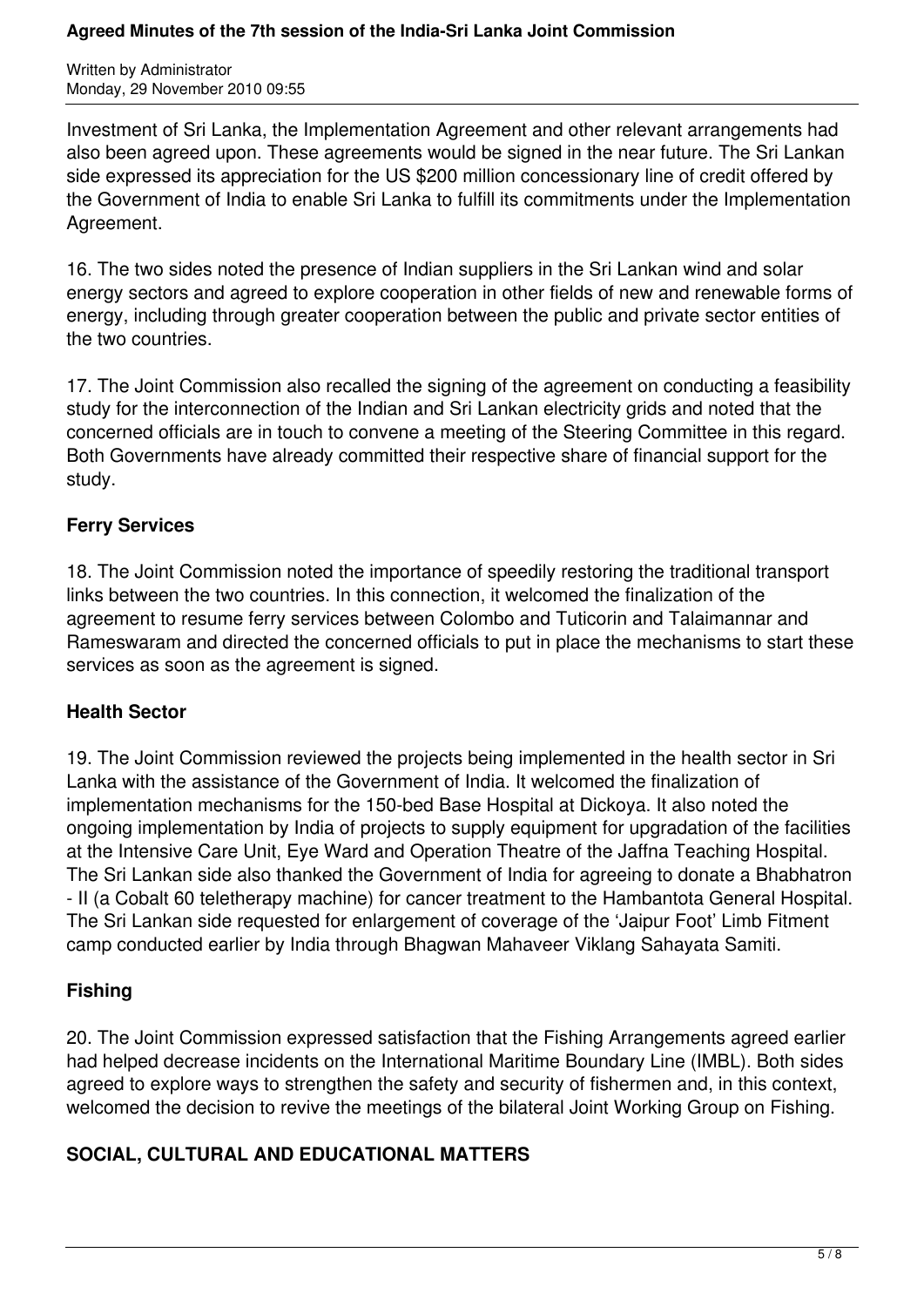Investment of Sri Lanka, the Implementation Agreement and other relevant arrangements had also been agreed upon. These agreements would be signed in the near future. The Sri Lankan side expressed its appreciation for the US $200 million concessionary line of credit offered by the Government of India to enable Sri Lanka to fulfill its commitments under the Implementation Agreement.

16. The two sides noted the presence of Indian suppliers in the Sri Lankan wind and solar energy sectors and agreed to explore cooperation in other fields of new and renewable forms of energy, including through greater cooperation between the public and private sector entities of the two countries.

17. The Joint Commission also recalled the signing of the agreement on conducting a feasibility study for the interconnection of the Indian and Sri Lankan electricity grids and noted that the concerned officials are in touch to convene a meeting of the Steering Committee in this regard. Both Governments have already committed their respective share of financial support for the study.

### Ferry Services

18. The Joint Commission noted the importance of speedily restoring the traditional transport links between the two countries. In this connection, it welcomed the finalization of the agreement to resume ferry services between Colombo and Tuticorin and Talaimannar and Rameswaram and directed the concerned officials to put in place the mechanisms to start these services as soon as the agreement is signed.

### Health Sector

19. The Joint Commission reviewed the projects being implemented in the health sector in Sri Lanka with the assistance of the Government of India. It welcomed the finalization of implementation mechanisms for the 150-bed Base Hospital at Dickoya. It also noted the ongoing implementation by India of projects to supply equipment for upgradation of the facilities at the Intensive Care Unit, Eye Ward and Operation Theatre of the Jaffna Teaching Hospital. The Sri Lankan side also thanked the Government of India for agreeing to donate a Bhabhatron - II (a Cobalt 60 teletherapy machine) for cancer treatment to the Hambantota General Hospital. The Sri Lankan side requested for enlargement of coverage of the 'Jaipur Foot' Limb Fitment camp conducted earlier by India through Bhagwan Mahaveer Viklang Sahayata Samiti.

### Fishing

20. The Joint Commission expressed satisfaction that the Fishing Arrangements agreed earlier had helped decrease incidents on the International Maritime Boundary Line (IMBL). Both sides agreed to explore ways to strengthen the safety and security of fishermen and, in this context, welcomed the decision to revive the meetings of the bilateral Joint Working Group on Fishing.

## SOCIAL, CULTURAL AND EDUCATIONAL MATTERS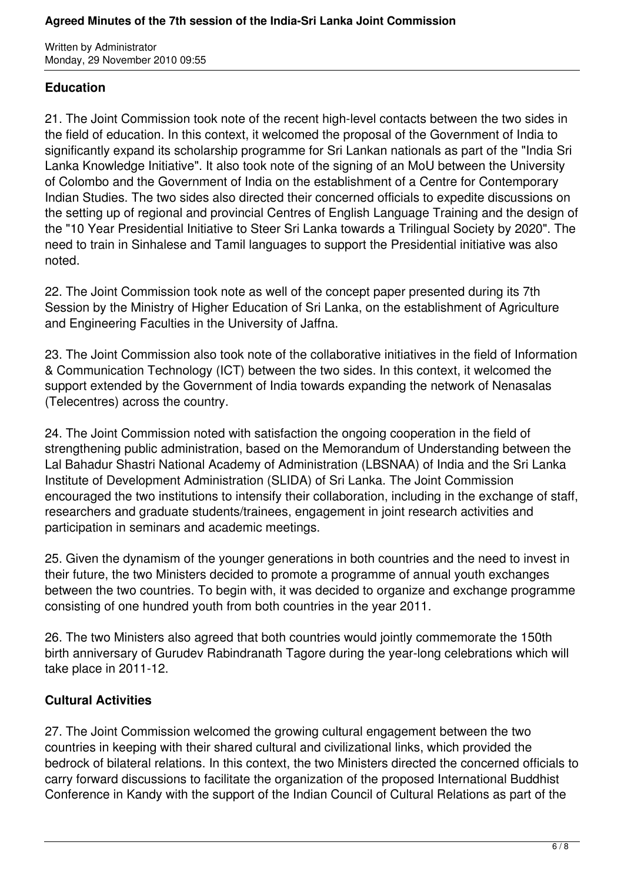## Education

21. The Joint Commission took note of the recent high-level contacts between the two sides in the field of education. In this context, it welcomed the proposal of the Government of India to significantly expand its scholarship programme for Sri Lankan nationals as part of the "India Sri Lanka Knowledge Initiative". It also took note of the signing of an MoU between the University of Colombo and the Government of India on the establishment of a Centre for Contemporary Indian Studies. The two sides also directed their concerned officials to expedite discussions on the setting up of regional and provincial Centres of English Language Training and the design of the "10 Year Presidential Initiative to Steer Sri Lanka towards a Trilingual Society by 2020". The need to train in Sinhalese and Tamil languages to support the Presidential initiative was also noted.

22. The Joint Commission took note as well of the concept paper presented during its 7th Session by the Ministry of Higher Education of Sri Lanka, on the establishment of Agriculture and Engineering Faculties in the University of Jaffna.

23. The Joint Commission also took note of the collaborative initiatives in the field of Information & Communication Technology (ICT) between the two sides. In this context, it welcomed the support extended by the Government of India towards expanding the network of Nenasalas (Telecentres) across the country.

24. The Joint Commission noted with satisfaction the ongoing cooperation in the field of strengthening public administration, based on the Memorandum of Understanding between the Lal Bahadur Shastri National Academy of Administration (LBSNAA) of India and the Sri Lanka Institute of Development Administration (SLIDA) of Sri Lanka. The Joint Commission encouraged the two institutions to intensify their collaboration, including in the exchange of staff, researchers and graduate students/trainees, engagement in joint research activities and participation in seminars and academic meetings.

25. Given the dynamism of the younger generations in both countries and the need to invest in their future, the two Ministers decided to promote a programme of annual youth exchanges between the two countries. To begin with, it was decided to organize and exchange programme consisting of one hundred youth from both countries in the year 2011.

26. The two Ministers also agreed that both countries would jointly commemorate the 150th birth anniversary of Gurudev Rabindranath Tagore during the year-long celebrations which will take place in 2011-12.

## Cultural Activities

27. The Joint Commission welcomed the growing cultural engagement between the two countries in keeping with their shared cultural and civilizational links, which provided the bedrock of bilateral relations. In this context, the two Ministers directed the concerned officials to carry forward discussions to facilitate the organization of the proposed International Buddhist Conference in Kandy with the support of the Indian Council of Cultural Relations as part of the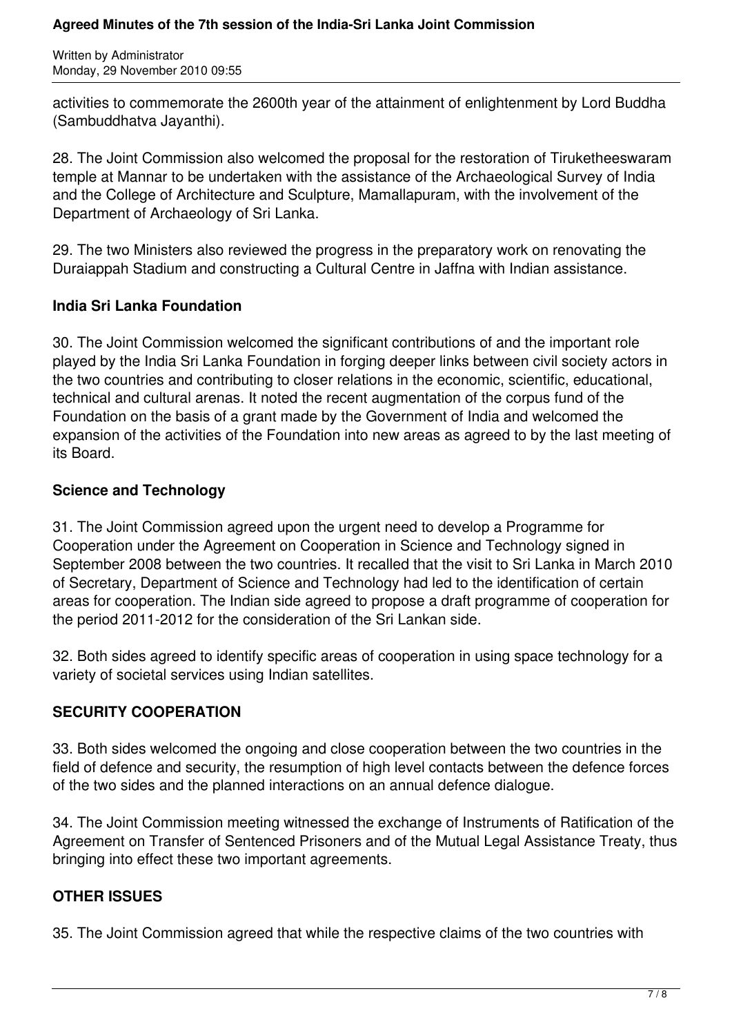activities to commemorate the 2600th year of the attainment of enlightenment by Lord Buddha (Sambuddhatva Jayanthi).

28. The Joint Commission also welcomed the proposal for the restoration of Tiruketheeswaram temple at Mannar to be undertaken with the assistance of the Archaeological Survey of India and the College of Architecture and Sculpture, Mamallapuram, with the involvement of the Department of Archaeology of Sri Lanka.

29. The two Ministers also reviewed the progress in the preparatory work on renovating the Duraiappah Stadium and constructing a Cultural Centre in Jaffna with Indian assistance.

**India Sri Lanka Foundation**

30. The Joint Commission welcomed the significant contributions of and the important role played by the India Sri Lanka Foundation in forging deeper links between civil society actors in the two countries and contributing to closer relations in the economic, scientific, educational, technical and cultural arenas. It noted the recent augmentation of the corpus fund of the Foundation on the basis of a grant made by the Government of India and welcomed the expansion of the activities of the Foundation into new areas as agreed to by the last meeting of its Board.

**Science and Technology**

31. The Joint Commission agreed upon the urgent need to develop a Programme for Cooperation under the Agreement on Cooperation in Science and Technology signed in September 2008 between the two countries. It recalled that the visit to Sri Lanka in March 2010 of Secretary, Department of Science and Technology had led to the identification of certain areas for cooperation. The Indian side agreed to propose a draft programme of cooperation for the period 2011-2012 for the consideration of the Sri Lankan side.

32. Both sides agreed to identify specific areas of cooperation in using space technology for a variety of societal services using Indian satellites.

**SECURITY COOPERATION**

33. Both sides welcomed the ongoing and close cooperation between the two countries in the field of defence and security, the resumption of high level contacts between the defence forces of the two sides and the planned interactions on an annual defence dialogue.

34. The Joint Commission meeting witnessed the exchange of Instruments of Ratification of the Agreement on Transfer of Sentenced Prisoners and of the Mutual Legal Assistance Treaty, thus bringing into effect these two important agreements.

**OTHER ISSUES**

35. The Joint Commission agreed that while the respective claims of the two countries with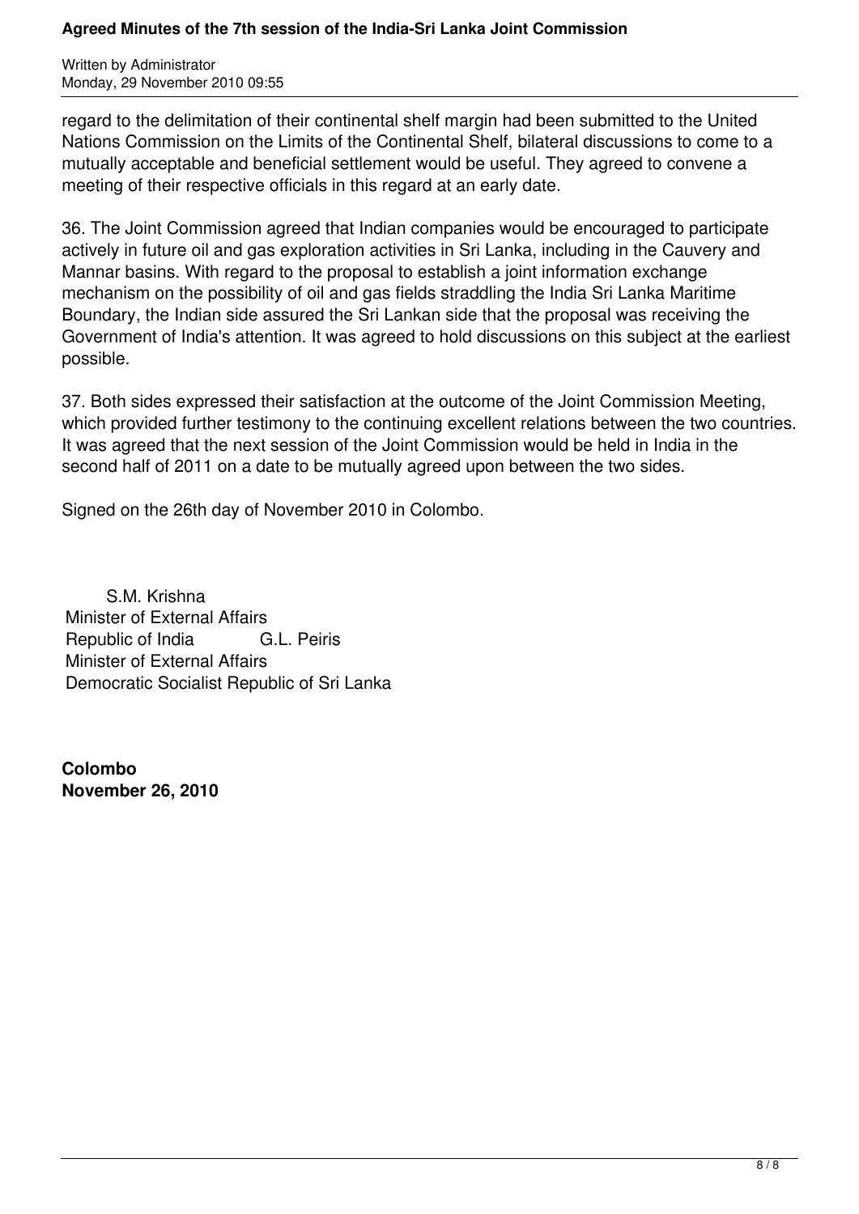regard to the delimitation of their continental shelf margin had been submitted to the United Nations Commission on the Limits of the Continental Shelf, bilateral discussions to come to a mutually acceptable and beneficial settlement would be useful. They agreed to convene a meeting of their respective officials in this regard at an early date.

36. The Joint Commission agreed that Indian companies would be encouraged to participate actively in future oil and gas exploration activities in Sri Lanka, including in the Cauvery and Mannar basins. With regard to the proposal to establish a joint information exchange mechanism on the possibility of oil and gas fields straddling the India Sri Lanka Maritime Boundary, the Indian side assured the Sri Lankan side that the proposal was receiving the Government of India's attention. It was agreed to hold discussions on this subject at the earliest possible.

37. Both sides expressed their satisfaction at the outcome of the Joint Commission Meeting, which provided further testimony to the continuing excellent relations between the two countries. It was agreed that the next session of the Joint Commission would be held in India in the second half of 2011 on a date to be mutually agreed upon between the two sides.

Signed on the 26th day of November 2010 in Colombo.

S.M. Krishna
Minister of External Affairs
Republic of India

G.L. Peiris
Minister of External Affairs
Democratic Socialist Republic of Sri Lanka

**Colombo**
**November 26, 2010**